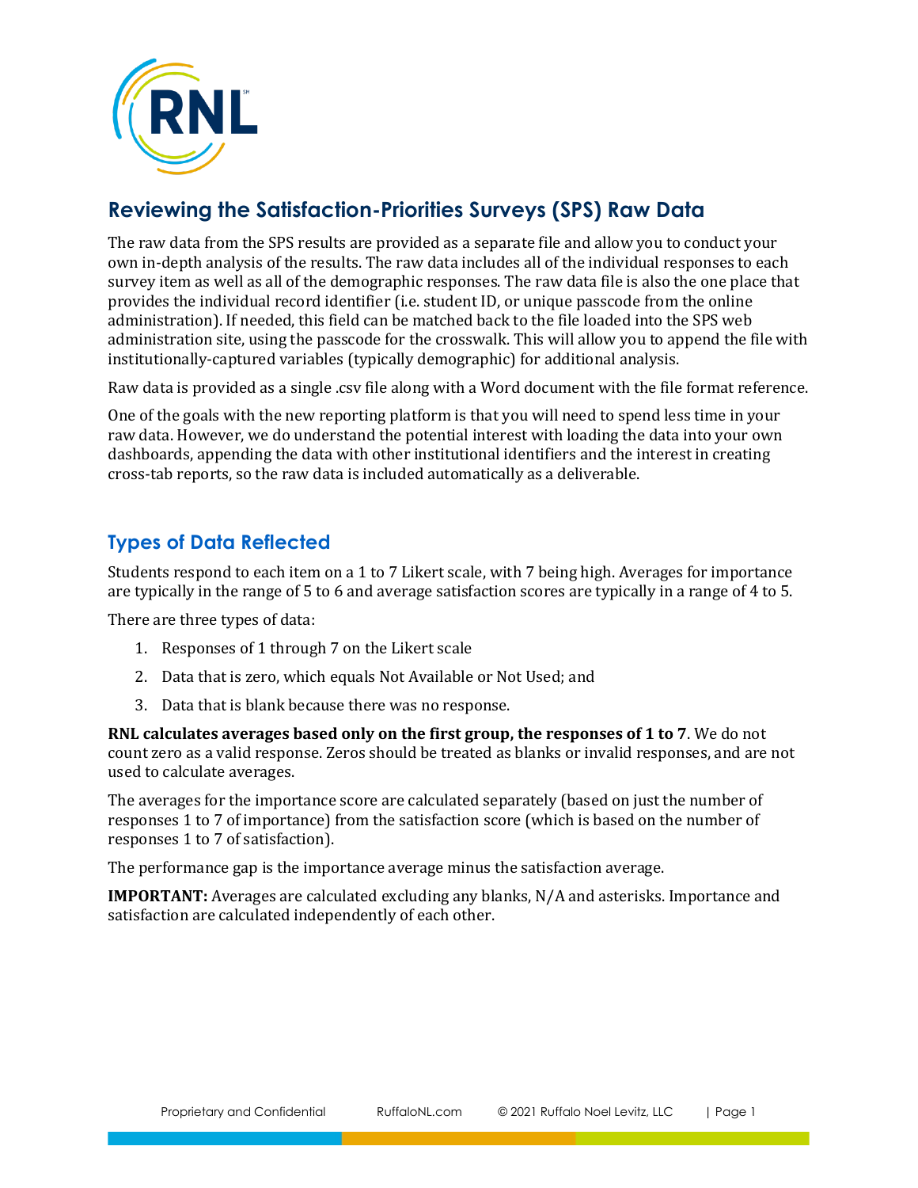## Reviewing the Satisfaction-Priorities Surveys (SPS) Raw Data

The raw data from the SPS results are provided as a separate file and allow you to conduct your own in-depth analysis of the results. The raw data includes all of the individual responses to each survey item as well as all of the demographic responses. The raw data file is also the one place that provides the individual record identifier (i.e. student ID, or unique passcode from the online administration). If needed, this field can be matched back to the file loaded into the SPS web administration site, using the passcode for the crosswalk. This will allow you to append the file with institutionally-captured variables (typically demographic) for additional analysis.

Raw data is provided as a single .csv file along with a Word document with the file format reference.

One of the goals with the new reporting platform is that you will need to spend less time in your raw data. However, we do understand the potential interest with loading the data into your own dashboards, appending the data with other institutional identifiers and the interest in creating cross-tab reports, so the raw data is included automatically as a deliverable.

### Types of Data Reflected

Students respond to each item on a 1 to 7 Likert scale, with 7 being high. Averages for importance are typically in the range of 5 to 6 and average satisfaction scores are typically in a range of 4 to 5.

There are three types of data:

1. Responses of 1 through 7 on the Likert scale
2. Data that is zero, which equals Not Available or Not Used; and
3. Data that is blank because there was no response.

**RNL calculates averages based only on the first group, the responses of 1 to 7**. We do not count zero as a valid response. Zeros should be treated as blanks or invalid responses, and are not used to calculate averages.

The averages for the importance score are calculated separately (based on just the number of responses 1 to 7 of importance) from the satisfaction score (which is based on the number of responses 1 to 7 of satisfaction).

The performance gap is the importance average minus the satisfaction average.

**IMPORTANT:** Averages are calculated excluding any blanks, N/A and asterisks. Importance and satisfaction are calculated independently of each other.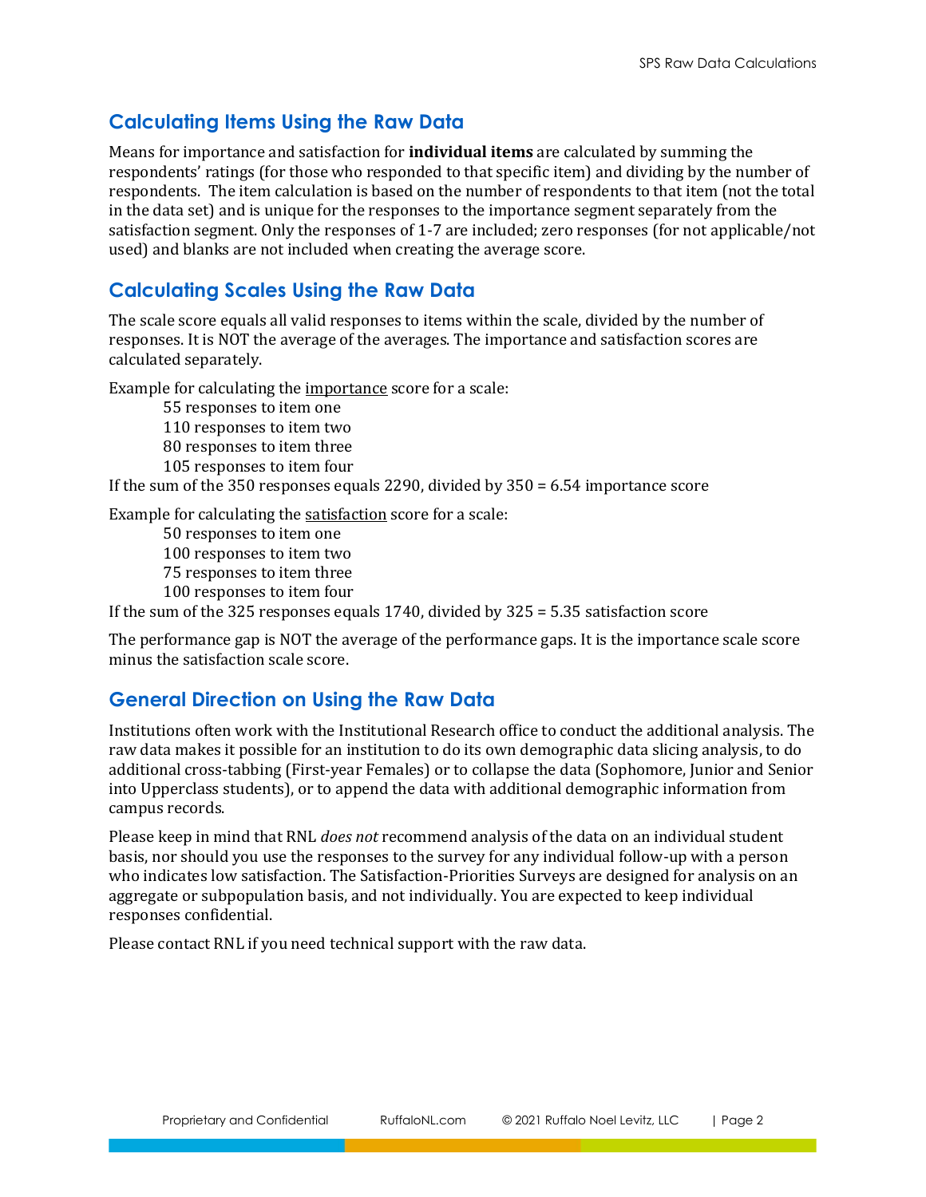## Calculating Items Using the Raw Data

Means for importance and satisfaction for **individual items** are calculated by summing the respondents' ratings (for those who responded to that specific item) and dividing by the number of respondents. The item calculation is based on the number of respondents to that item (not the total in the data set) and is unique for the responses to the importance segment separately from the satisfaction segment. Only the responses of 1-7 are included; zero responses (for not applicable/not used) and blanks are not included when creating the average score.

## Calculating Scales Using the Raw Data

The scale score equals all valid responses to items within the scale, divided by the number of responses. It is NOT the average of the averages. The importance and satisfaction scores are calculated separately.

Example for calculating the <u>importance</u> score for a scale:

> 55 responses to item one
> 110 responses to item two
> 80 responses to item three
> 105 responses to item four

If the sum of the 350 responses equals 2290, divided by 350 = 6.54 importance score

Example for calculating the <u>satisfaction</u> score for a scale:

> 50 responses to item one
> 100 responses to item two
> 75 responses to item three
> 100 responses to item four

If the sum of the 325 responses equals 1740, divided by 325 = 5.35 satisfaction score

The performance gap is NOT the average of the performance gaps. It is the importance scale score minus the satisfaction scale score.

## General Direction on Using the Raw Data

Institutions often work with the Institutional Research office to conduct the additional analysis. The raw data makes it possible for an institution to do its own demographic data slicing analysis, to do additional cross-tabbing (First-year Females) or to collapse the data (Sophomore, Junior and Senior into Upperclass students), or to append the data with additional demographic information from campus records.

Please keep in mind that RNL *does not* recommend analysis of the data on an individual student basis, nor should you use the responses to the survey for any individual follow-up with a person who indicates low satisfaction. The Satisfaction-Priorities Surveys are designed for analysis on an aggregate or subpopulation basis, and not individually. You are expected to keep individual responses confidential.

Please contact RNL if you need technical support with the raw data.